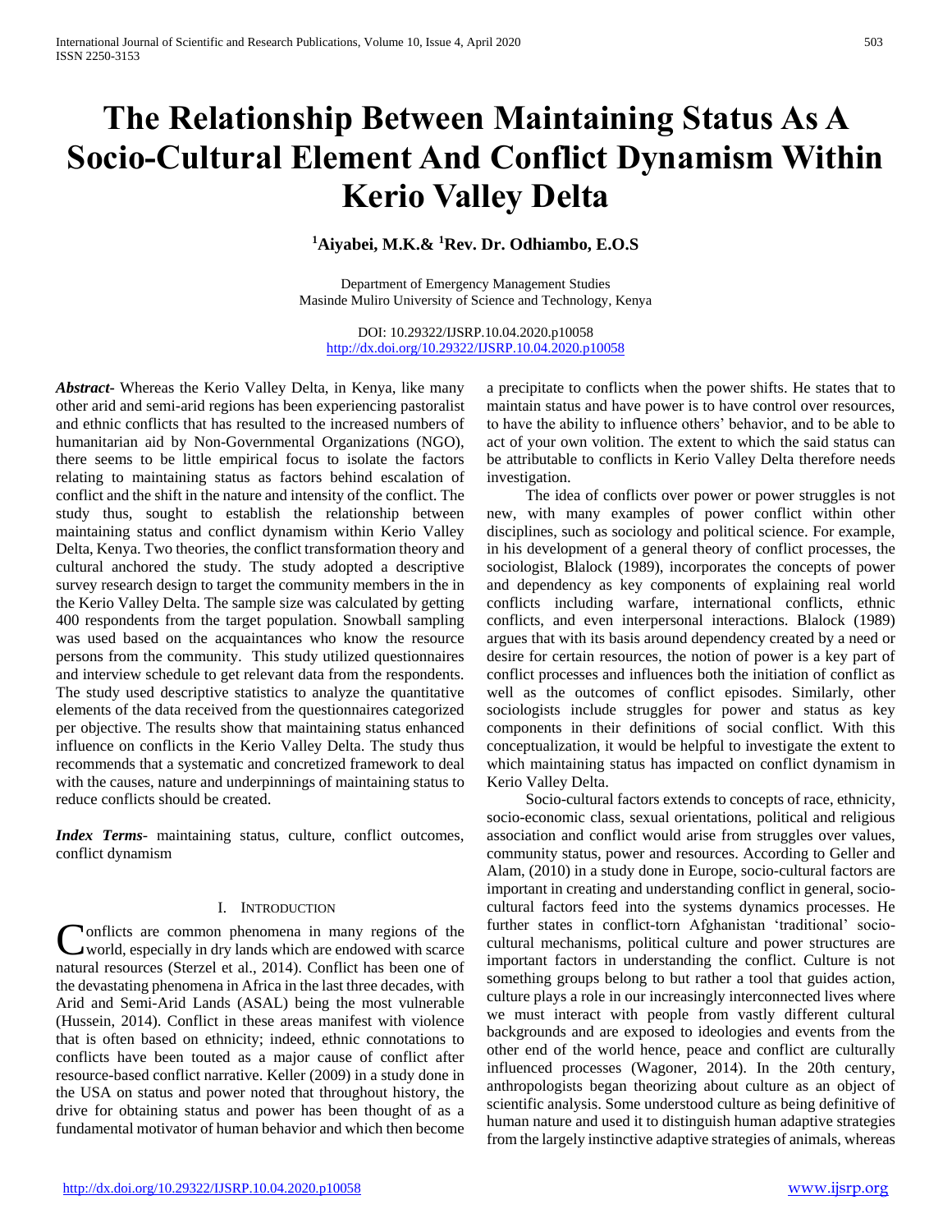# The Relationship Between Maintaining Status As A Socio-Cultural Element And Conflict Dynamism Within Kerio Valley Delta

**[1]Aiyabei, M.K.& [1]Rev. Dr. Odhiambo, E.O.S**

Department of Emergency Management Studies
Masinde Muliro University of Science and Technology, Kenya

DOI: 10.29322/IJSRP.10.04.2020.p10058
http://dx.doi.org/10.29322/IJSRP.10.04.2020.p10058

***Abstract***- Whereas the Kerio Valley Delta, in Kenya, like many other arid and semi-arid regions has been experiencing pastoralist and ethnic conflicts that has resulted to the increased numbers of humanitarian aid by Non-Governmental Organizations (NGO), there seems to be little empirical focus to isolate the factors relating to maintaining status as factors behind escalation of conflict and the shift in the nature and intensity of the conflict. The study thus, sought to establish the relationship between maintaining status and conflict dynamism within Kerio Valley Delta, Kenya. Two theories, the conflict transformation theory and cultural anchored the study. The study adopted a descriptive survey research design to target the community members in the in the Kerio Valley Delta. The sample size was calculated by getting 400 respondents from the target population. Snowball sampling was used based on the acquaintances who know the resource persons from the community. This study utilized questionnaires and interview schedule to get relevant data from the respondents. The study used descriptive statistics to analyze the quantitative elements of the data received from the questionnaires categorized per objective. The results show that maintaining status enhanced influence on conflicts in the Kerio Valley Delta. The study thus recommends that a systematic and concretized framework to deal with the causes, nature and underpinnings of maintaining status to reduce conflicts should be created.

***Index Terms***- maintaining status, culture, conflict outcomes, conflict dynamism

## I. Introduction

Conflicts are common phenomena in many regions of the world, especially in dry lands which are endowed with scarce natural resources (Sterzel et al., 2014). Conflict has been one of the devastating phenomena in Africa in the last three decades, with Arid and Semi-Arid Lands (ASAL) being the most vulnerable (Hussein, 2014). Conflict in these areas manifest with violence that is often based on ethnicity; indeed, ethnic connotations to conflicts have been touted as a major cause of conflict after resource-based conflict narrative. Keller (2009) in a study done in the USA on status and power noted that throughout history, the drive for obtaining status and power has been thought of as a fundamental motivator of human behavior and which then become a precipitate to conflicts when the power shifts. He states that to maintain status and have power is to have control over resources, to have the ability to influence others' behavior, and to be able to act of your own volition. The extent to which the said status can be attributable to conflicts in Kerio Valley Delta therefore needs investigation.

The idea of conflicts over power or power struggles is not new, with many examples of power conflict within other disciplines, such as sociology and political science. For example, in his development of a general theory of conflict processes, the sociologist, Blalock (1989), incorporates the concepts of power and dependency as key components of explaining real world conflicts including warfare, international conflicts, ethnic conflicts, and even interpersonal interactions. Blalock (1989) argues that with its basis around dependency created by a need or desire for certain resources, the notion of power is a key part of conflict processes and influences both the initiation of conflict as well as the outcomes of conflict episodes. Similarly, other sociologists include struggles for power and status as key components in their definitions of social conflict. With this conceptualization, it would be helpful to investigate the extent to which maintaining status has impacted on conflict dynamism in Kerio Valley Delta.

Socio-cultural factors extends to concepts of race, ethnicity, socio-economic class, sexual orientations, political and religious association and conflict would arise from struggles over values, community status, power and resources. According to Geller and Alam, (2010) in a study done in Europe, socio-cultural factors are important in creating and understanding conflict in general, socio-cultural factors feed into the systems dynamics processes. He further states in conflict-torn Afghanistan 'traditional' socio-cultural mechanisms, political culture and power structures are important factors in understanding the conflict. Culture is not something groups belong to but rather a tool that guides action, culture plays a role in our increasingly interconnected lives where we must interact with people from vastly different cultural backgrounds and are exposed to ideologies and events from the other end of the world hence, peace and conflict are culturally influenced processes (Wagoner, 2014). In the 20th century, anthropologists began theorizing about culture as an object of scientific analysis. Some understood culture as being definitive of human nature and used it to distinguish human adaptive strategies from the largely instinctive adaptive strategies of animals, whereas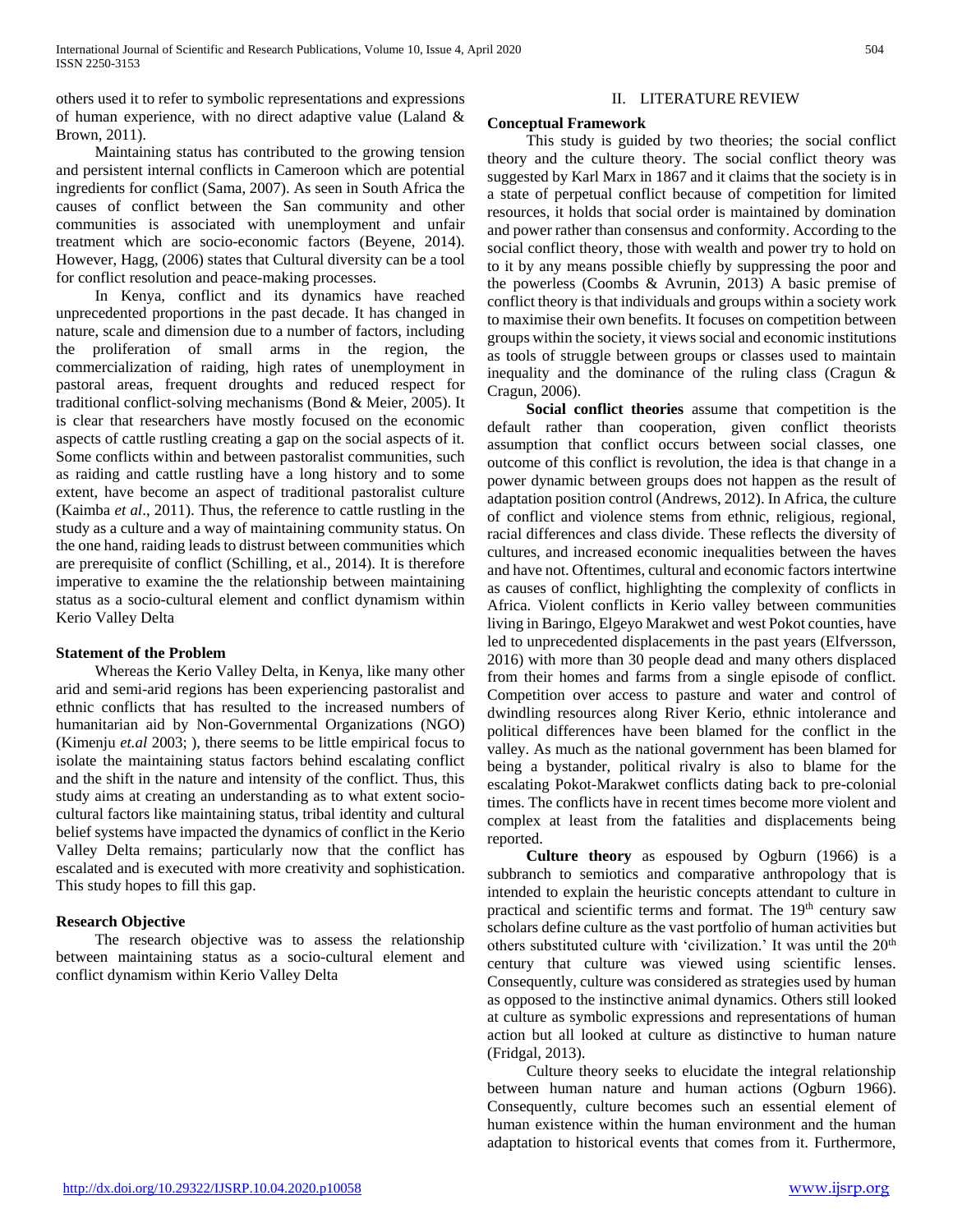others used it to refer to symbolic representations and expressions of human experience, with no direct adaptive value (Laland & Brown, 2011).

Maintaining status has contributed to the growing tension and persistent internal conflicts in Cameroon which are potential ingredients for conflict (Sama, 2007). As seen in South Africa the causes of conflict between the San community and other communities is associated with unemployment and unfair treatment which are socio-economic factors (Beyene, 2014). However, Hagg, (2006) states that Cultural diversity can be a tool for conflict resolution and peace-making processes.

In Kenya, conflict and its dynamics have reached unprecedented proportions in the past decade. It has changed in nature, scale and dimension due to a number of factors, including the proliferation of small arms in the region, the commercialization of raiding, high rates of unemployment in pastoral areas, frequent droughts and reduced respect for traditional conflict-solving mechanisms (Bond & Meier, 2005). It is clear that researchers have mostly focused on the economic aspects of cattle rustling creating a gap on the social aspects of it. Some conflicts within and between pastoralist communities, such as raiding and cattle rustling have a long history and to some extent, have become an aspect of traditional pastoralist culture (Kaimba *et al*., 2011). Thus, the reference to cattle rustling in the study as a culture and a way of maintaining community status. On the one hand, raiding leads to distrust between communities which are prerequisite of conflict (Schilling, et al., 2014). It is therefore imperative to examine the the relationship between maintaining status as a socio-cultural element and conflict dynamism within Kerio Valley Delta

### Statement of the Problem

Whereas the Kerio Valley Delta, in Kenya, like many other arid and semi-arid regions has been experiencing pastoralist and ethnic conflicts that has resulted to the increased numbers of humanitarian aid by Non-Governmental Organizations (NGO) (Kimenju *et.al* 2003; ), there seems to be little empirical focus to isolate the maintaining status factors behind escalating conflict and the shift in the nature and intensity of the conflict. Thus, this study aims at creating an understanding as to what extent socio-cultural factors like maintaining status, tribal identity and cultural belief systems have impacted the dynamics of conflict in the Kerio Valley Delta remains; particularly now that the conflict has escalated and is executed with more creativity and sophistication. This study hopes to fill this gap.

### Research Objective

The research objective was to assess the relationship between maintaining status as a socio-cultural element and conflict dynamism within Kerio Valley Delta

## II. LITERATURE REVIEW

### Conceptual Framework

This study is guided by two theories; the social conflict theory and the culture theory. The social conflict theory was suggested by Karl Marx in 1867 and it claims that the society is in a state of perpetual conflict because of competition for limited resources, it holds that social order is maintained by domination and power rather than consensus and conformity. According to the social conflict theory, those with wealth and power try to hold on to it by any means possible chiefly by suppressing the poor and the powerless (Coombs & Avrunin, 2013) A basic premise of conflict theory is that individuals and groups within a society work to maximise their own benefits. It focuses on competition between groups within the society, it views social and economic institutions as tools of struggle between groups or classes used to maintain inequality and the dominance of the ruling class (Cragun & Cragun, 2006).

**Social conflict theories** assume that competition is the default rather than cooperation, given conflict theorists assumption that conflict occurs between social classes, one outcome of this conflict is revolution, the idea is that change in a power dynamic between groups does not happen as the result of adaptation position control (Andrews, 2012). In Africa, the culture of conflict and violence stems from ethnic, religious, regional, racial differences and class divide. These reflects the diversity of cultures, and increased economic inequalities between the haves and have not. Oftentimes, cultural and economic factors intertwine as causes of conflict, highlighting the complexity of conflicts in Africa. Violent conflicts in Kerio valley between communities living in Baringo, Elgeyo Marakwet and west Pokot counties, have led to unprecedented displacements in the past years (Elfversson, 2016) with more than 30 people dead and many others displaced from their homes and farms from a single episode of conflict. Competition over access to pasture and water and control of dwindling resources along River Kerio, ethnic intolerance and political differences have been blamed for the conflict in the valley. As much as the national government has been blamed for being a bystander, political rivalry is also to blame for the escalating Pokot-Marakwet conflicts dating back to pre-colonial times. The conflicts have in recent times become more violent and complex at least from the fatalities and displacements being reported.

**Culture theory** as espoused by Ogburn (1966) is a subbranch to semiotics and comparative anthropology that is intended to explain the heuristic concepts attendant to culture in practical and scientific terms and format. The 19th century saw scholars define culture as the vast portfolio of human activities but others substituted culture with 'civilization.' It was until the 20th century that culture was viewed using scientific lenses. Consequently, culture was considered as strategies used by human as opposed to the instinctive animal dynamics. Others still looked at culture as symbolic expressions and representations of human action but all looked at culture as distinctive to human nature (Fridgal, 2013).

Culture theory seeks to elucidate the integral relationship between human nature and human actions (Ogburn 1966). Consequently, culture becomes such an essential element of human existence within the human environment and the human adaptation to historical events that comes from it. Furthermore,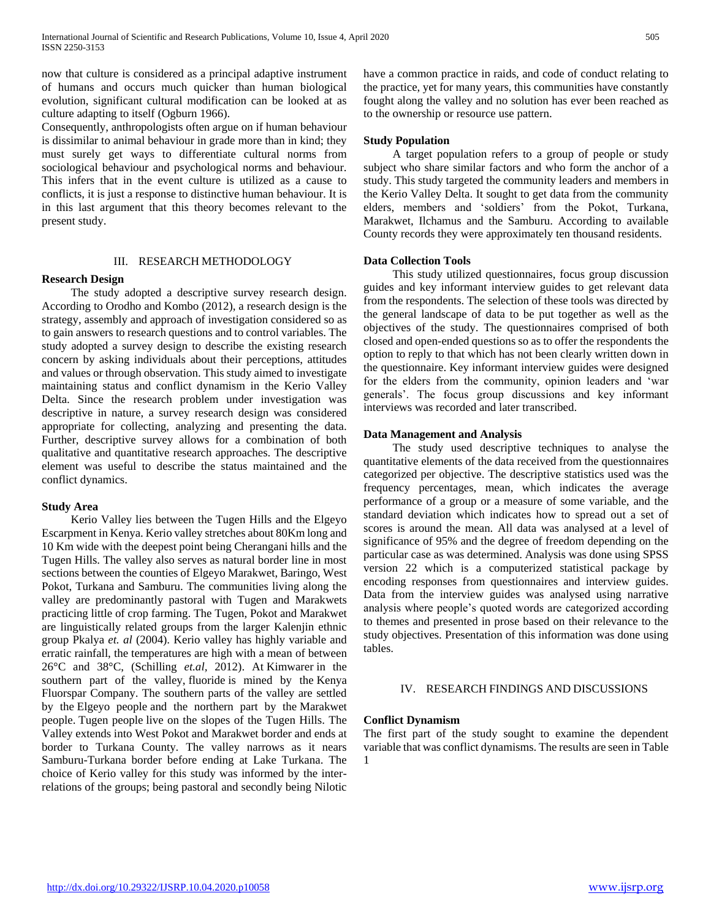now that culture is considered as a principal adaptive instrument of humans and occurs much quicker than human biological evolution, significant cultural modification can be looked at as culture adapting to itself (Ogburn 1966).

Consequently, anthropologists often argue on if human behaviour is dissimilar to animal behaviour in grade more than in kind; they must surely get ways to differentiate cultural norms from sociological behaviour and psychological norms and behaviour. This infers that in the event culture is utilized as a cause to conflicts, it is just a response to distinctive human behaviour. It is in this last argument that this theory becomes relevant to the present study.

## III. RESEARCH METHODOLOGY

### Research Design

The study adopted a descriptive survey research design. According to Orodho and Kombo (2012), a research design is the strategy, assembly and approach of investigation considered so as to gain answers to research questions and to control variables. The study adopted a survey design to describe the existing research concern by asking individuals about their perceptions, attitudes and values or through observation. This study aimed to investigate maintaining status and conflict dynamism in the Kerio Valley Delta. Since the research problem under investigation was descriptive in nature, a survey research design was considered appropriate for collecting, analyzing and presenting the data. Further, descriptive survey allows for a combination of both qualitative and quantitative research approaches. The descriptive element was useful to describe the status maintained and the conflict dynamics.

### Study Area

Kerio Valley lies between the Tugen Hills and the Elgeyo Escarpment in Kenya. Kerio valley stretches about 80Km long and 10 Km wide with the deepest point being Cherangani hills and the Tugen Hills. The valley also serves as natural border line in most sections between the counties of Elgeyo Marakwet, Baringo, West Pokot, Turkana and Samburu. The communities living along the valley are predominantly pastoral with Tugen and Marakwets practicing little of crop farming. The Tugen, Pokot and Marakwet are linguistically related groups from the larger Kalenjin ethnic group Pkalya *et. al* (2004). Kerio valley has highly variable and erratic rainfall, the temperatures are high with a mean of between 26°C and 38°C, (Schilling *et.al*, 2012). At Kimwarer in the southern part of the valley, fluoride is mined by the Kenya Fluorspar Company. The southern parts of the valley are settled by the Elgeyo people and the northern part by the Marakwet people. Tugen people live on the slopes of the Tugen Hills. The Valley extends into West Pokot and Marakwet border and ends at border to Turkana County. The valley narrows as it nears Samburu-Turkana border before ending at Lake Turkana. The choice of Kerio valley for this study was informed by the inter-relations of the groups; being pastoral and secondly being Nilotic have a common practice in raids, and code of conduct relating to the practice, yet for many years, this communities have constantly fought along the valley and no solution has ever been reached as to the ownership or resource use pattern.

### Study Population

A target population refers to a group of people or study subject who share similar factors and who form the anchor of a study. This study targeted the community leaders and members in the Kerio Valley Delta. It sought to get data from the community elders, members and 'soldiers' from the Pokot, Turkana, Marakwet, Ilchamus and the Samburu. According to available County records they were approximately ten thousand residents.

### Data Collection Tools

This study utilized questionnaires, focus group discussion guides and key informant interview guides to get relevant data from the respondents. The selection of these tools was directed by the general landscape of data to be put together as well as the objectives of the study. The questionnaires comprised of both closed and open-ended questions so as to offer the respondents the option to reply to that which has not been clearly written down in the questionnaire. Key informant interview guides were designed for the elders from the community, opinion leaders and 'war generals'. The focus group discussions and key informant interviews was recorded and later transcribed.

### Data Management and Analysis

The study used descriptive techniques to analyse the quantitative elements of the data received from the questionnaires categorized per objective. The descriptive statistics used was the frequency percentages, mean, which indicates the average performance of a group or a measure of some variable, and the standard deviation which indicates how to spread out a set of scores is around the mean. All data was analysed at a level of significance of 95% and the degree of freedom depending on the particular case as was determined. Analysis was done using SPSS version 22 which is a computerized statistical package by encoding responses from questionnaires and interview guides. Data from the interview guides was analysed using narrative analysis where people's quoted words are categorized according to themes and presented in prose based on their relevance to the study objectives. Presentation of this information was done using tables.

## IV. RESEARCH FINDINGS AND DISCUSSIONS

### Conflict Dynamism

The first part of the study sought to examine the dependent variable that was conflict dynamisms. The results are seen in Table 1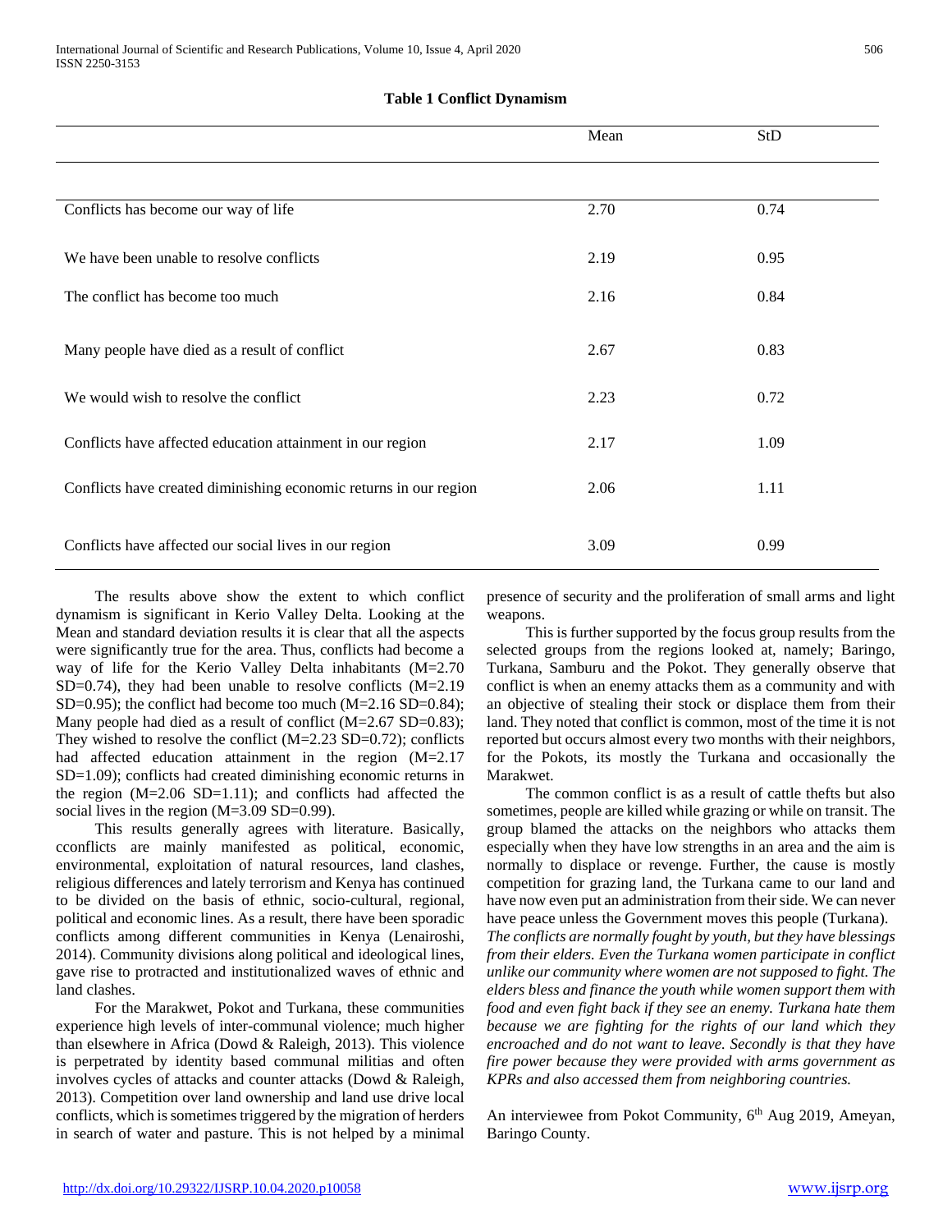**Table 1 Conflict Dynamism**

| | Mean | StD |
|---|---|---|
| Conflicts has become our way of life | 2.70 | 0.74 |
| We have been unable to resolve conflicts | 2.19 | 0.95 |
| The conflict has become too much | 2.16 | 0.84 |
| Many people have died as a result of conflict | 2.67 | 0.83 |
| We would wish to resolve the conflict | 2.23 | 0.72 |
| Conflicts have affected education attainment in our region | 2.17 | 1.09 |
| Conflicts have created diminishing economic returns in our region | 2.06 | 1.11 |
| Conflicts have affected our social lives in our region | 3.09 | 0.99 |

The results above show the extent to which conflict dynamism is significant in Kerio Valley Delta. Looking at the Mean and standard deviation results it is clear that all the aspects were significantly true for the area. Thus, conflicts had become a way of life for the Kerio Valley Delta inhabitants (M=2.70 SD=0.74), they had been unable to resolve conflicts (M=2.19 SD=0.95); the conflict had become too much (M=2.16 SD=0.84); Many people had died as a result of conflict (M=2.67 SD=0.83); They wished to resolve the conflict (M=2.23 SD=0.72); conflicts had affected education attainment in the region (M=2.17 SD=1.09); conflicts had created diminishing economic returns in the region (M=2.06 SD=1.11); and conflicts had affected the social lives in the region (M=3.09 SD=0.99).

This results generally agrees with literature. Basically, cconflicts are mainly manifested as political, economic, environmental, exploitation of natural resources, land clashes, religious differences and lately terrorism and Kenya has continued to be divided on the basis of ethnic, socio-cultural, regional, political and economic lines. As a result, there have been sporadic conflicts among different communities in Kenya (Lenairoshi, 2014). Community divisions along political and ideological lines, gave rise to protracted and institutionalized waves of ethnic and land clashes.

For the Marakwet, Pokot and Turkana, these communities experience high levels of inter-communal violence; much higher than elsewhere in Africa (Dowd & Raleigh, 2013). This violence is perpetrated by identity based communal militias and often involves cycles of attacks and counter attacks (Dowd & Raleigh, 2013). Competition over land ownership and land use drive local conflicts, which is sometimes triggered by the migration of herders in search of water and pasture. This is not helped by a minimal presence of security and the proliferation of small arms and light weapons.

This is further supported by the focus group results from the selected groups from the regions looked at, namely; Baringo, Turkana, Samburu and the Pokot. They generally observe that conflict is when an enemy attacks them as a community and with an objective of stealing their stock or displace them from their land. They noted that conflict is common, most of the time it is not reported but occurs almost every two months with their neighbors, for the Pokots, its mostly the Turkana and occasionally the Marakwet.

The common conflict is as a result of cattle thefts but also sometimes, people are killed while grazing or while on transit. The group blamed the attacks on the neighbors who attacks them especially when they have low strengths in an area and the aim is normally to displace or revenge. Further, the cause is mostly competition for grazing land, the Turkana came to our land and have now even put an administration from their side. We can never have peace unless the Government moves this people (Turkana). *The conflicts are normally fought by youth, but they have blessings from their elders. Even the Turkana women participate in conflict unlike our community where women are not supposed to fight. The elders bless and finance the youth while women support them with food and even fight back if they see an enemy. Turkana hate them because we are fighting for the rights of our land which they encroached and do not want to leave. Secondly is that they have fire power because they were provided with arms government as KPRs and also accessed them from neighboring countries.*

An interviewee from Pokot Community, 6th Aug 2019, Ameyan, Baringo County.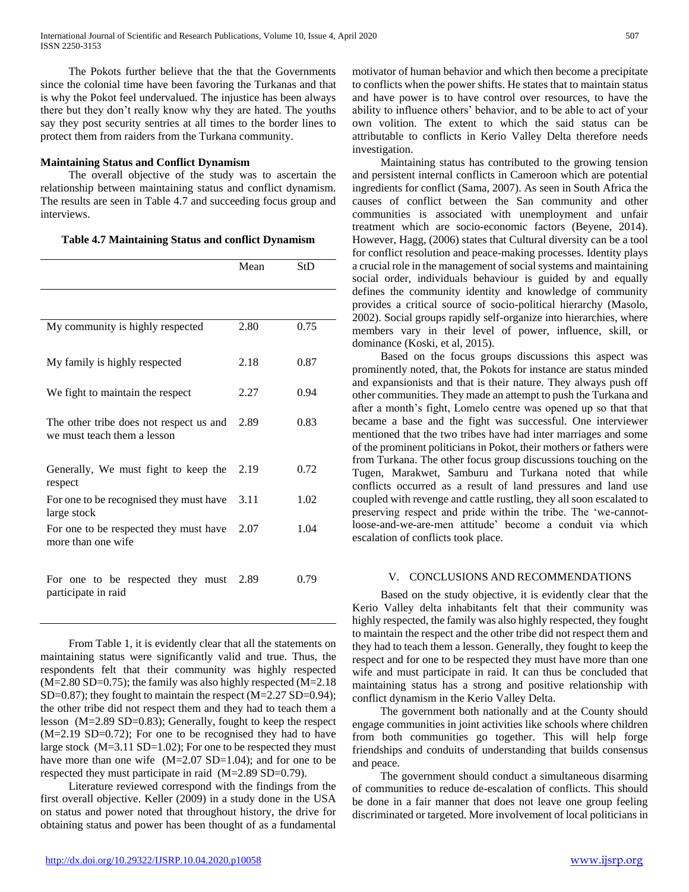The Pokots further believe that the that the Governments since the colonial time have been favoring the Turkanas and that is why the Pokot feel undervalued. The injustice has been always there but they don't really know why they are hated. The youths say they post security sentries at all times to the border lines to protect them from raiders from the Turkana community.

**Maintaining Status and Conflict Dynamism**

The overall objective of the study was to ascertain the relationship between maintaining status and conflict dynamism. The results are seen in Table 4.7 and succeeding focus group and interviews.

**Table 4.7 Maintaining Status and conflict Dynamism**

| | Mean | StD |
|---|---|---|
| My community is highly respected | 2.80 | 0.75 |
| My family is highly respected | 2.18 | 0.87 |
| We fight to maintain the respect | 2.27 | 0.94 |
| The other tribe does not respect us and we must teach them a lesson | 2.89 | 0.83 |
| Generally, We must fight to keep the respect | 2.19 | 0.72 |
| For one to be recognised they must have large stock | 3.11 | 1.02 |
| For one to be respected they must have more than one wife | 2.07 | 1.04 |
| For one to be respected they must participate in raid | 2.89 | 0.79 |

From Table 1, it is evidently clear that all the statements on maintaining status were significantly valid and true. Thus, the respondents felt that their community was highly respected (M=2.80 SD=0.75); the family was also highly respected (M=2.18 SD=0.87); they fought to maintain the respect (M=2.27 SD=0.94); the other tribe did not respect them and they had to teach them a lesson (M=2.89 SD=0.83); Generally, fought to keep the respect (M=2.19 SD=0.72); For one to be recognised they had to have large stock (M=3.11 SD=1.02); For one to be respected they must have more than one wife (M=2.07 SD=1.04); and for one to be respected they must participate in raid (M=2.89 SD=0.79).

Literature reviewed correspond with the findings from the first overall objective. Keller (2009) in a study done in the USA on status and power noted that throughout history, the drive for obtaining status and power has been thought of as a fundamental motivator of human behavior and which then become a precipitate to conflicts when the power shifts. He states that to maintain status and have power is to have control over resources, to have the ability to influence others' behavior, and to be able to act of your own volition. The extent to which the said status can be attributable to conflicts in Kerio Valley Delta therefore needs investigation.

Maintaining status has contributed to the growing tension and persistent internal conflicts in Cameroon which are potential ingredients for conflict (Sama, 2007). As seen in South Africa the causes of conflict between the San community and other communities is associated with unemployment and unfair treatment which are socio-economic factors (Beyene, 2014). However, Hagg, (2006) states that Cultural diversity can be a tool for conflict resolution and peace-making processes. Identity plays a crucial role in the management of social systems and maintaining social order, individuals behaviour is guided by and equally defines the community identity and knowledge of community provides a critical source of socio-political hierarchy (Masolo, 2002). Social groups rapidly self-organize into hierarchies, where members vary in their level of power, influence, skill, or dominance (Koski, et al, 2015).

Based on the focus groups discussions this aspect was prominently noted, that, the Pokots for instance are status minded and expansionists and that is their nature. They always push off other communities. They made an attempt to push the Turkana and after a month's fight, Lomelo centre was opened up so that that became a base and the fight was successful. One interviewer mentioned that the two tribes have had inter marriages and some of the prominent politicians in Pokot, their mothers or fathers were from Turkana. The other focus group discussions touching on the Tugen, Marakwet, Samburu and Turkana noted that while conflicts occurred as a result of land pressures and land use coupled with revenge and cattle rustling, they all soon escalated to preserving respect and pride within the tribe. The 'we-cannot-loose-and-we-are-men attitude' become a conduit via which escalation of conflicts took place.

## V. CONCLUSIONS AND RECOMMENDATIONS

Based on the study objective, it is evidently clear that the Kerio Valley delta inhabitants felt that their community was highly respected, the family was also highly respected, they fought to maintain the respect and the other tribe did not respect them and they had to teach them a lesson. Generally, they fought to keep the respect and for one to be respected they must have more than one wife and must participate in raid. It can thus be concluded that maintaining status has a strong and positive relationship with conflict dynamism in the Kerio Valley Delta.

The government both nationally and at the County should engage communities in joint activities like schools where children from both communities go together. This will help forge friendships and conduits of understanding that builds consensus and peace.

The government should conduct a simultaneous disarming of communities to reduce de-escalation of conflicts. This should be done in a fair manner that does not leave one group feeling discriminated or targeted. More involvement of local politicians in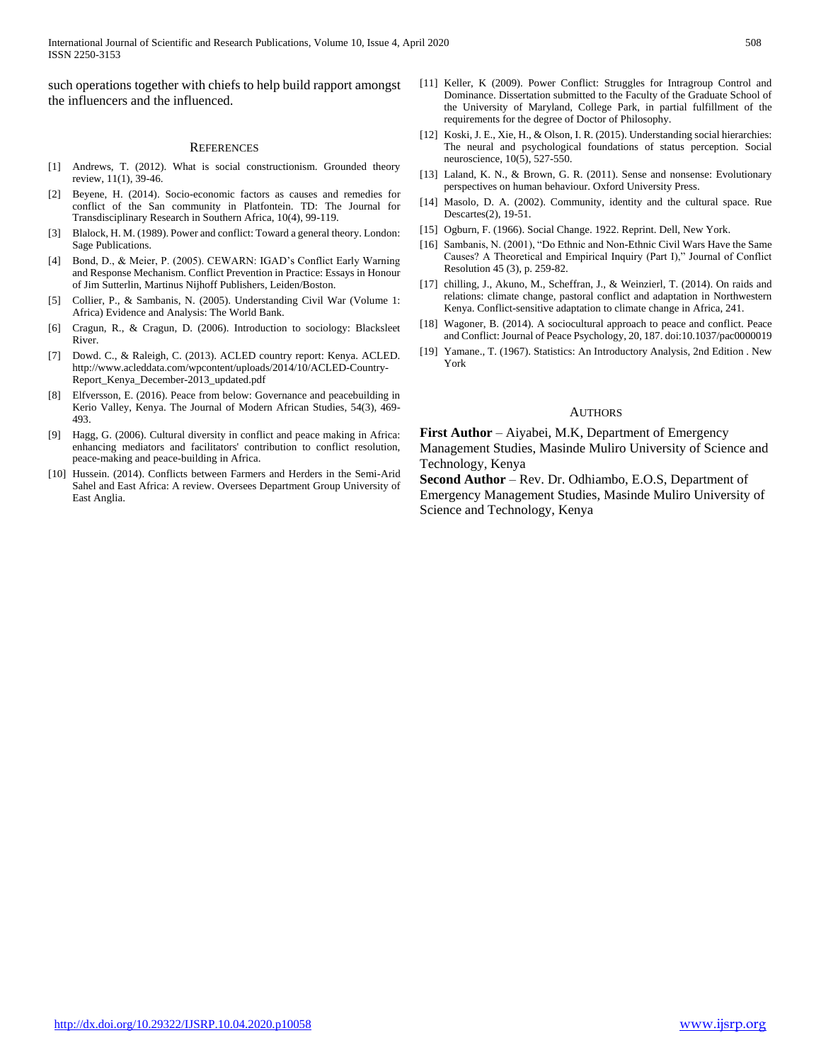such operations together with chiefs to help build rapport amongst the influencers and the influenced.

## REFERENCES

[1] Andrews, T. (2012). What is social constructionism. Grounded theory review, 11(1), 39-46.

[2] Beyene, H. (2014). Socio-economic factors as causes and remedies for conflict of the San community in Platfontein. TD: The Journal for Transdisciplinary Research in Southern Africa, 10(4), 99-119.

[3] Blalock, H. M. (1989). Power and conflict: Toward a general theory. London: Sage Publications.

[4] Bond, D., & Meier, P. (2005). CEWARN: IGAD's Conflict Early Warning and Response Mechanism. Conflict Prevention in Practice: Essays in Honour of Jim Sutterlin, Martinus Nijhoff Publishers, Leiden/Boston.

[5] Collier, P., & Sambanis, N. (2005). Understanding Civil War (Volume 1: Africa) Evidence and Analysis: The World Bank.

[6] Cragun, R., & Cragun, D. (2006). Introduction to sociology: Blacksleet River.

[7] Dowd. C., & Raleigh, C. (2013). ACLED country report: Kenya. ACLED. http://www.acleddata.com/wpcontent/uploads/2014/10/ACLED-Country-Report_Kenya_December-2013_updated.pdf

[8] Elfversson, E. (2016). Peace from below: Governance and peacebuilding in Kerio Valley, Kenya. The Journal of Modern African Studies, 54(3), 469-493.

[9] Hagg, G. (2006). Cultural diversity in conflict and peace making in Africa: enhancing mediators and facilitators' contribution to conflict resolution, peace-making and peace-building in Africa.

[10] Hussein. (2014). Conflicts between Farmers and Herders in the Semi-Arid Sahel and East Africa: A review. Oversees Department Group University of East Anglia.

[11] Keller, K (2009). Power Conflict: Struggles for Intragroup Control and Dominance. Dissertation submitted to the Faculty of the Graduate School of the University of Maryland, College Park, in partial fulfillment of the requirements for the degree of Doctor of Philosophy.

[12] Koski, J. E., Xie, H., & Olson, I. R. (2015). Understanding social hierarchies: The neural and psychological foundations of status perception. Social neuroscience, 10(5), 527-550.

[13] Laland, K. N., & Brown, G. R. (2011). Sense and nonsense: Evolutionary perspectives on human behaviour. Oxford University Press.

[14] Masolo, D. A. (2002). Community, identity and the cultural space. Rue Descartes(2), 19-51.

[15] Ogburn, F. (1966). Social Change. 1922. Reprint. Dell, New York.

[16] Sambanis, N. (2001), "Do Ethnic and Non-Ethnic Civil Wars Have the Same Causes? A Theoretical and Empirical Inquiry (Part I)," Journal of Conflict Resolution 45 (3), p. 259-82.

[17] chilling, J., Akuno, M., Scheffran, J., & Weinzierl, T. (2014). On raids and relations: climate change, pastoral conflict and adaptation in Northwestern Kenya. Conflict-sensitive adaptation to climate change in Africa, 241.

[18] Wagoner, B. (2014). A sociocultural approach to peace and conflict. Peace and Conflict: Journal of Peace Psychology, 20, 187. doi:10.1037/pac0000019

[19] Yamane., T. (1967). Statistics: An Introductory Analysis, 2nd Edition . New York

## AUTHORS

**First Author** – Aiyabei, M.K, Department of Emergency Management Studies, Masinde Muliro University of Science and Technology, Kenya

**Second Author** – Rev. Dr. Odhiambo, E.O.S, Department of Emergency Management Studies, Masinde Muliro University of Science and Technology, Kenya